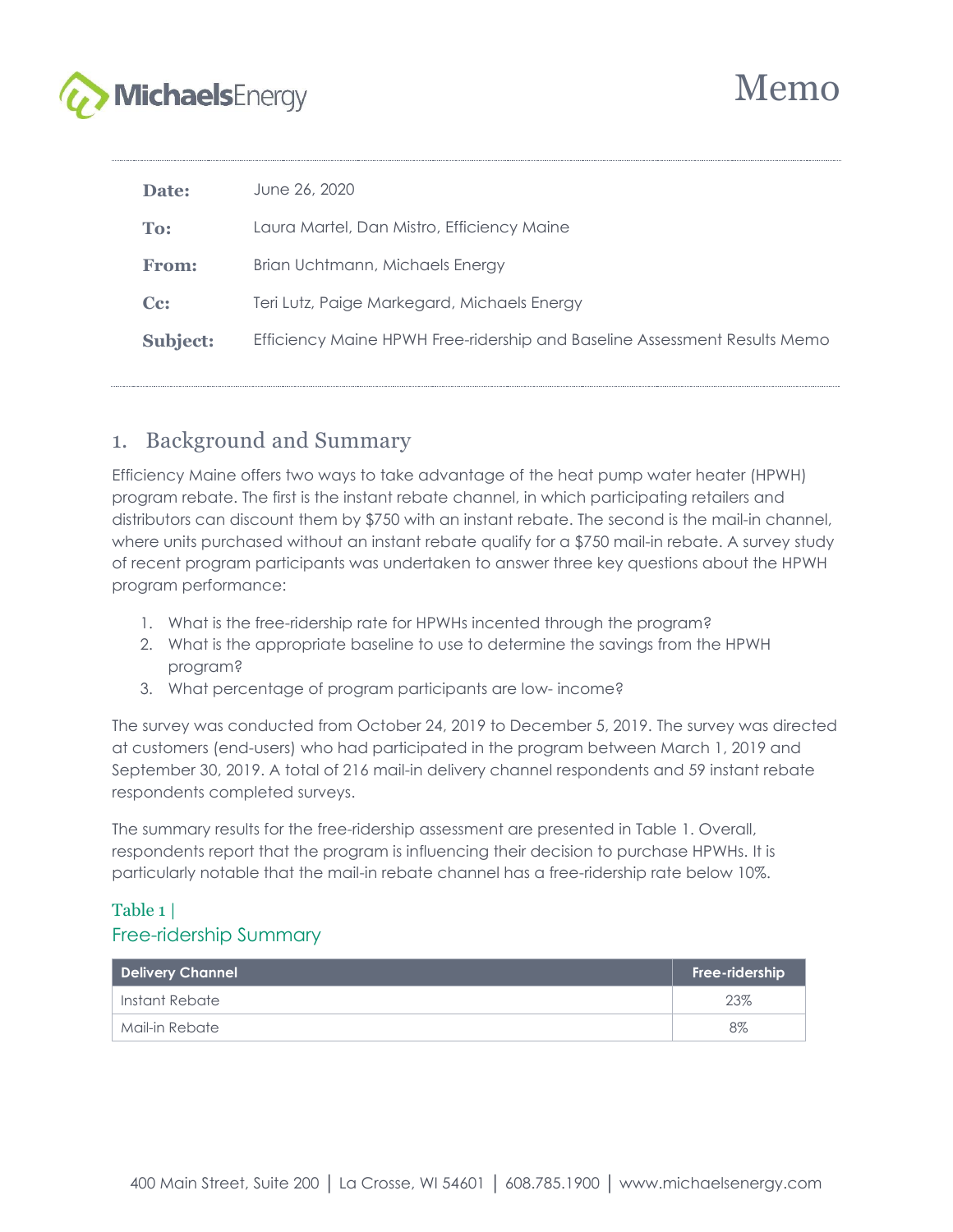# Memo

| | |
|---|---|
| **Date:** | June 26, 2020 |
| **To:** | Laura Martel, Dan Mistro, Efficiency Maine |
| **From:** | Brian Uchtmann, Michaels Energy |
| **Cc:** | Teri Lutz, Paige Markegard, Michaels Energy |
| **Subject:** | Efficiency Maine HPWH Free-ridership and Baseline Assessment Results Memo |

## 1. Background and Summary

Efficiency Maine offers two ways to take advantage of the heat pump water heater (HPWH) program rebate. The first is the instant rebate channel, in which participating retailers and distributors can discount them by $750 with an instant rebate. The second is the mail-in channel, where units purchased without an instant rebate qualify for a $750 mail-in rebate. A survey study of recent program participants was undertaken to answer three key questions about the HPWH program performance:

1. What is the free-ridership rate for HPWHs incented through the program?
2. What is the appropriate baseline to use to determine the savings from the HPWH program?
3. What percentage of program participants are low- income?

The survey was conducted from October 24, 2019 to December 5, 2019. The survey was directed at customers (end-users) who had participated in the program between March 1, 2019 and September 30, 2019. A total of 216 mail-in delivery channel respondents and 59 instant rebate respondents completed surveys.

The summary results for the free-ridership assessment are presented in Table 1. Overall, respondents report that the program is influencing their decision to purchase HPWHs. It is particularly notable that the mail-in rebate channel has a free-ridership rate below 10%.

Table 1 | Free-ridership Summary

| Delivery Channel | Free-ridership |
|---|---|
| Instant Rebate | 23% |
| Mail-in Rebate | 8% |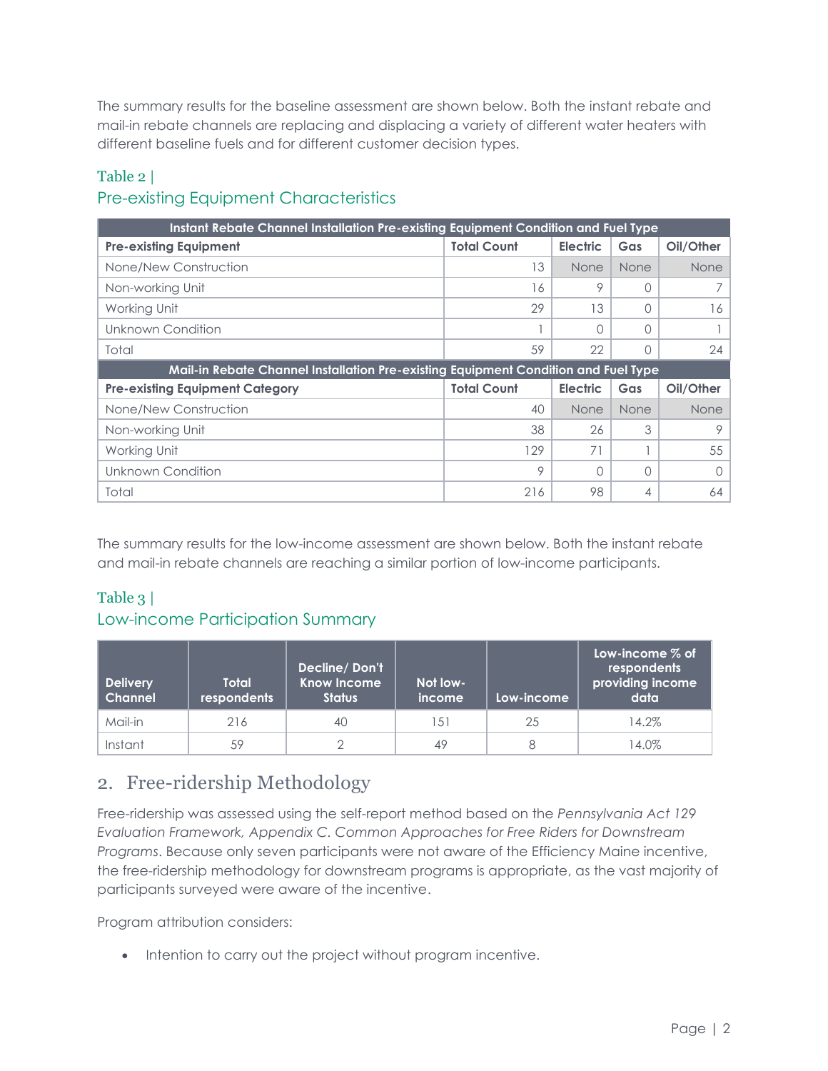The summary results for the baseline assessment are shown below. Both the instant rebate and mail-in rebate channels are replacing and displacing a variety of different water heaters with different baseline fuels and for different customer decision types.

### Table 2 | Pre-existing Equipment Characteristics

| Instant Rebate Channel Installation Pre-existing Equipment Condition and Fuel Type | | | | |
|---|---|---|---|---|
| **Pre-existing Equipment** | **Total Count** | **Electric** | **Gas** | **Oil/Other** |
| None/New Construction | 13 | None | None | None |
| Non-working Unit | 16 | 9 | 0 | 7 |
| Working Unit | 29 | 13 | 0 | 16 |
| Unknown Condition | 1 | 0 | 0 | 1 |
| Total | 59 | 22 | 0 | 24 |
| **Mail-in Rebate Channel Installation Pre-existing Equipment Condition and Fuel Type** | | | | |
| **Pre-existing Equipment Category** | **Total Count** | **Electric** | **Gas** | **Oil/Other** |
| None/New Construction | 40 | None | None | None |
| Non-working Unit | 38 | 26 | 3 | 9 |
| Working Unit | 129 | 71 | 1 | 55 |
| Unknown Condition | 9 | 0 | 0 | 0 |
| Total | 216 | 98 | 4 | 64 |

The summary results for the low-income assessment are shown below. Both the instant rebate and mail-in rebate channels are reaching a similar portion of low-income participants.

### Table 3 | Low-income Participation Summary

| Delivery Channel | Total respondents | Decline/ Don't Know Income Status | Not low-income | Low-income | Low-income % of respondents providing income data |
|---|---|---|---|---|---|
| Mail-in | 216 | 40 | 151 | 25 | 14.2% |
| Instant | 59 | 2 | 49 | 8 | 14.0% |

## 2. Free-ridership Methodology

Free-ridership was assessed using the self-report method based on the *Pennsylvania Act 129 Evaluation Framework, Appendix C. Common Approaches for Free Riders for Downstream Programs*. Because only seven participants were not aware of the Efficiency Maine incentive, the free-ridership methodology for downstream programs is appropriate, as the vast majority of participants surveyed were aware of the incentive.

Program attribution considers:

- Intention to carry out the project without program incentive.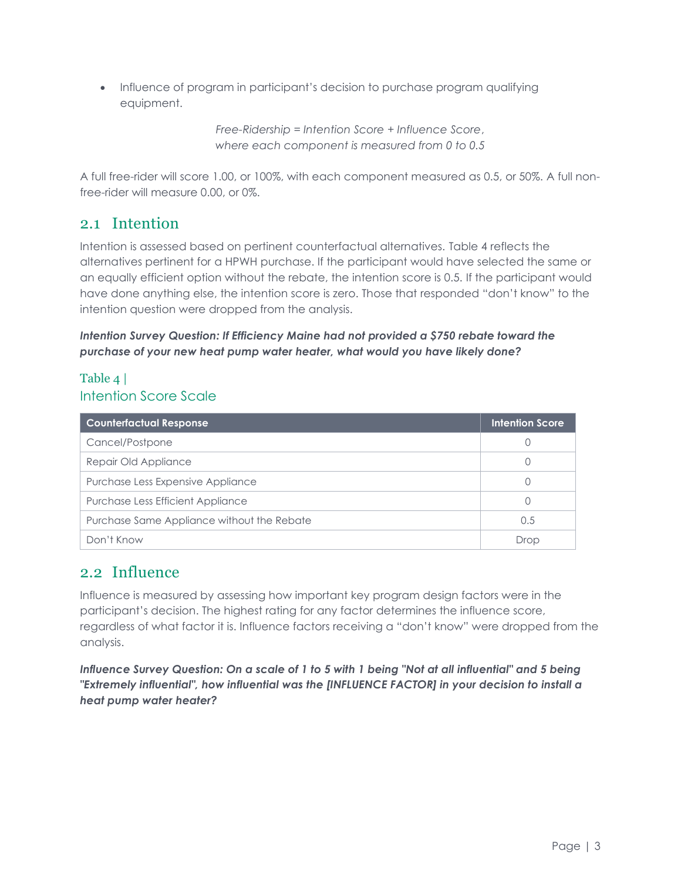- Influence of program in participant's decision to purchase program qualifying equipment.

*Free-Ridership = Intention Score + Influence Score,*
*where each component is measured from 0 to 0.5*

A full free-rider will score 1.00, or 100%, with each component measured as 0.5, or 50%. A full non-free-rider will measure 0.00, or 0%.

## 2.1 Intention

Intention is assessed based on pertinent counterfactual alternatives. Table 4 reflects the alternatives pertinent for a HPWH purchase. If the participant would have selected the same or an equally efficient option without the rebate, the intention score is 0.5. If the participant would have done anything else, the intention score is zero. Those that responded "don't know" to the intention question were dropped from the analysis.

***Intention Survey Question: If Efficiency Maine had not provided a $750 rebate toward the purchase of your new heat pump water heater, what would you have likely done?***

Table 4 |
Intention Score Scale

| Counterfactual Response | Intention Score |
|---|---|
| Cancel/Postpone | 0 |
| Repair Old Appliance | 0 |
| Purchase Less Expensive Appliance | 0 |
| Purchase Less Efficient Appliance | 0 |
| Purchase Same Appliance without the Rebate | 0.5 |
| Don't Know | Drop |

## 2.2 Influence

Influence is measured by assessing how important key program design factors were in the participant's decision. The highest rating for any factor determines the influence score, regardless of what factor it is. Influence factors receiving a "don't know" were dropped from the analysis.

***Influence Survey Question: On a scale of 1 to 5 with 1 being "Not at all influential" and 5 being "Extremely influential", how influential was the [INFLUENCE FACTOR] in your decision to install a heat pump water heater?***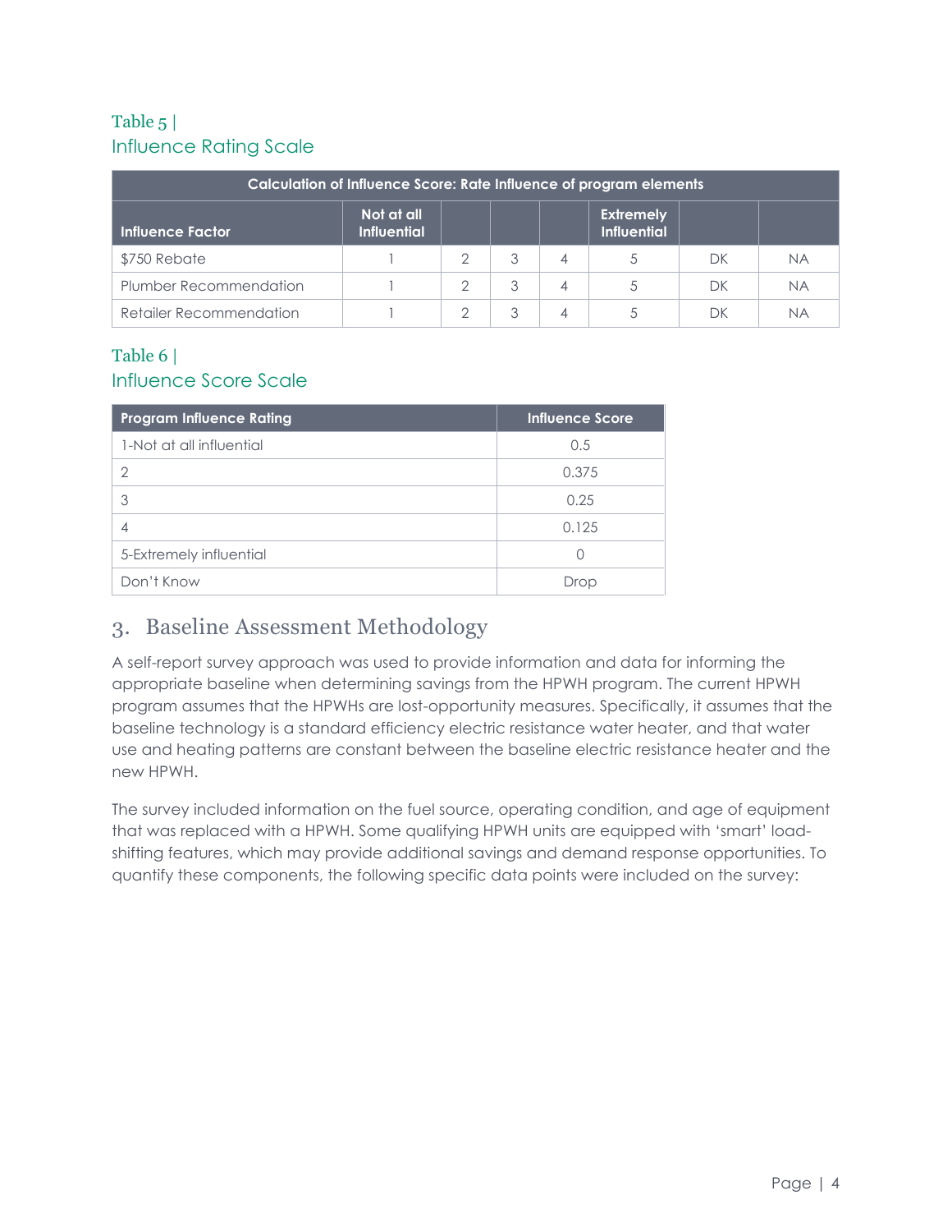Table 5 |
Influence Rating Scale

| Calculation of Influence Score: Rate Influence of program elements | | | | | | | |
|---|---|---|---|---|---|---|---|
| **Influence Factor** | **Not at all Influential** | | | | **Extremely Influential** | | |
| $750 Rebate | 1 | 2 | 3 | 4 | 5 | DK | NA |
| Plumber Recommendation | 1 | 2 | 3 | 4 | 5 | DK | NA |
| Retailer Recommendation | 1 | 2 | 3 | 4 | 5 | DK | NA |

Table 6 |
Influence Score Scale

| Program Influence Rating | Influence Score |
|---|---|
| 1-Not at all influential | 0.5 |
| 2 | 0.375 |
| 3 | 0.25 |
| 4 | 0.125 |
| 5-Extremely influential | 0 |
| Don't Know | Drop |

## 3. Baseline Assessment Methodology

A self-report survey approach was used to provide information and data for informing the appropriate baseline when determining savings from the HPWH program. The current HPWH program assumes that the HPWHs are lost-opportunity measures. Specifically, it assumes that the baseline technology is a standard efficiency electric resistance water heater, and that water use and heating patterns are constant between the baseline electric resistance heater and the new HPWH.

The survey included information on the fuel source, operating condition, and age of equipment that was replaced with a HPWH. Some qualifying HPWH units are equipped with 'smart' load-shifting features, which may provide additional savings and demand response opportunities. To quantify these components, the following specific data points were included on the survey: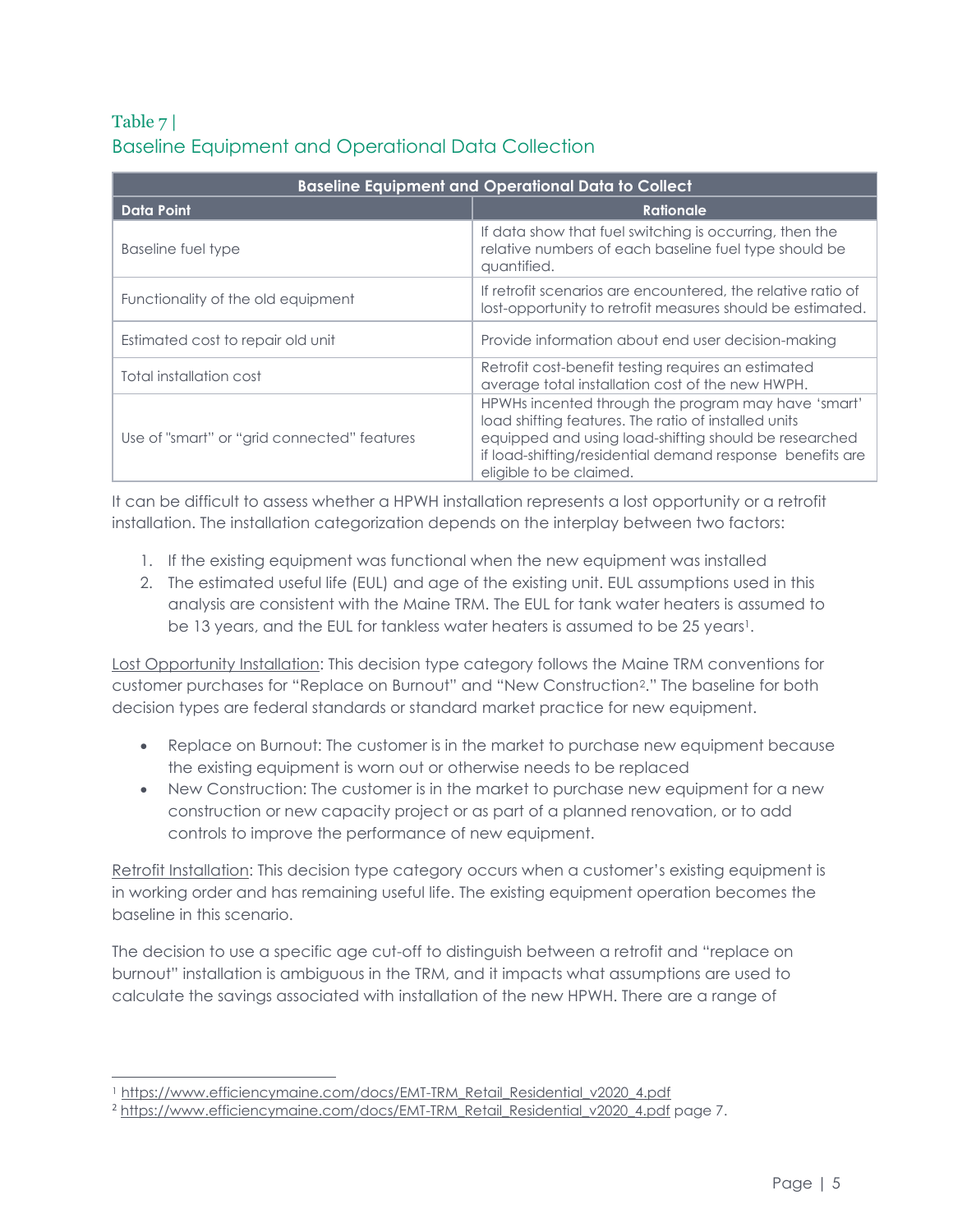## Table 7 | Baseline Equipment and Operational Data Collection

| Baseline Equipment and Operational Data to Collect | |
|---|---|
| **Data Point** | **Rationale** |
| Baseline fuel type | If data show that fuel switching is occurring, then the relative numbers of each baseline fuel type should be quantified. |
| Functionality of the old equipment | If retrofit scenarios are encountered, the relative ratio of lost-opportunity to retrofit measures should be estimated. |
| Estimated cost to repair old unit | Provide information about end user decision-making |
| Total installation cost | Retrofit cost-benefit testing requires an estimated average total installation cost of the new HWPH. |
| Use of "smart" or "grid connected" features | HPWHs incented through the program may have 'smart' load shifting features. The ratio of installed units equipped and using load-shifting should be researched if load-shifting/residential demand response benefits are eligible to be claimed. |

It can be difficult to assess whether a HPWH installation represents a lost opportunity or a retrofit installation. The installation categorization depends on the interplay between two factors:

1. If the existing equipment was functional when the new equipment was installed
2. The estimated useful life (EUL) and age of the existing unit. EUL assumptions used in this analysis are consistent with the Maine TRM. The EUL for tank water heaters is assumed to be 13 years, and the EUL for tankless water heaters is assumed to be 25 years[1].

Lost Opportunity Installation: This decision type category follows the Maine TRM conventions for customer purchases for "Replace on Burnout" and "New Construction[2]." The baseline for both decision types are federal standards or standard market practice for new equipment.

- Replace on Burnout: The customer is in the market to purchase new equipment because the existing equipment is worn out or otherwise needs to be replaced
- New Construction: The customer is in the market to purchase new equipment for a new construction or new capacity project or as part of a planned renovation, or to add controls to improve the performance of new equipment.

Retrofit Installation: This decision type category occurs when a customer's existing equipment is in working order and has remaining useful life. The existing equipment operation becomes the baseline in this scenario.

The decision to use a specific age cut-off to distinguish between a retrofit and "replace on burnout" installation is ambiguous in the TRM, and it impacts what assumptions are used to calculate the savings associated with installation of the new HPWH. There are a range of

[1] https://www.efficiencymaine.com/docs/EMT-TRM_Retail_Residential_v2020_4.pdf

[2] https://www.efficiencymaine.com/docs/EMT-TRM_Retail_Residential_v2020_4.pdf page 7.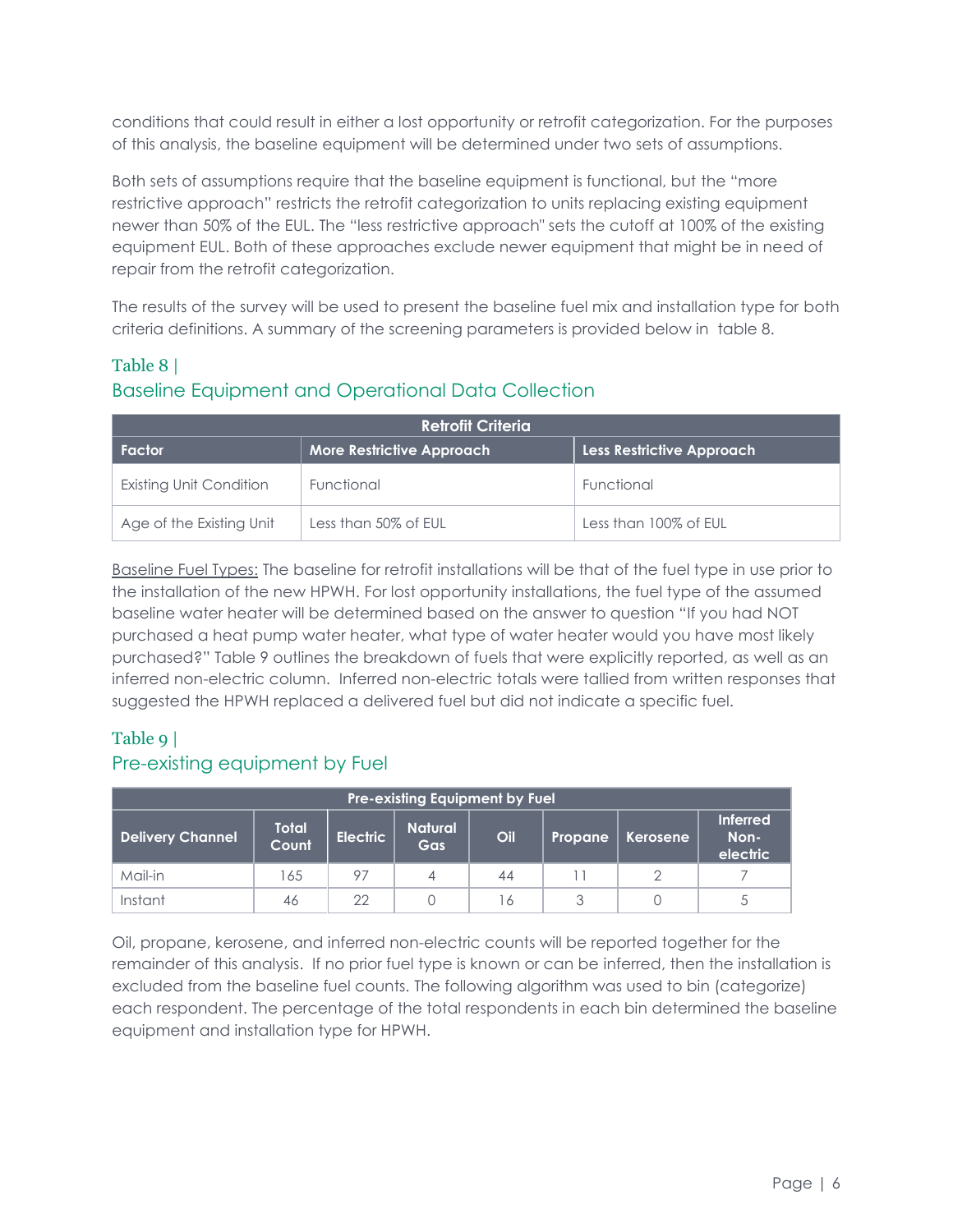conditions that could result in either a lost opportunity or retrofit categorization. For the purposes of this analysis, the baseline equipment will be determined under two sets of assumptions.

Both sets of assumptions require that the baseline equipment is functional, but the "more restrictive approach" restricts the retrofit categorization to units replacing existing equipment newer than 50% of the EUL. The "less restrictive approach" sets the cutoff at 100% of the existing equipment EUL. Both of these approaches exclude newer equipment that might be in need of repair from the retrofit categorization.

The results of the survey will be used to present the baseline fuel mix and installation type for both criteria definitions. A summary of the screening parameters is provided below in table 8.

### Table 8 | Baseline Equipment and Operational Data Collection

| Retrofit Criteria | | |
|---|---|---|
| **Factor** | **More Restrictive Approach** | **Less Restrictive Approach** |
| Existing Unit Condition | Functional | Functional |
| Age of the Existing Unit | Less than 50% of EUL | Less than 100% of EUL |

<u>Baseline Fuel Types:</u> The baseline for retrofit installations will be that of the fuel type in use prior to the installation of the new HPWH. For lost opportunity installations, the fuel type of the assumed baseline water heater will be determined based on the answer to question "If you had NOT purchased a heat pump water heater, what type of water heater would you have most likely purchased?" Table 9 outlines the breakdown of fuels that were explicitly reported, as well as an inferred non-electric column. Inferred non-electric totals were tallied from written responses that suggested the HPWH replaced a delivered fuel but did not indicate a specific fuel.

### Table 9 | Pre-existing equipment by Fuel

| Pre-existing Equipment by Fuel | | | | | | | |
|---|---|---|---|---|---|---|---|
| **Delivery Channel** | **Total Count** | **Electric** | **Natural Gas** | **Oil** | **Propane** | **Kerosene** | **Inferred Non-electric** |
| Mail-in | 165 | 97 | 4 | 44 | 11 | 2 | 7 |
| Instant | 46 | 22 | 0 | 16 | 3 | 0 | 5 |

Oil, propane, kerosene, and inferred non-electric counts will be reported together for the remainder of this analysis. If no prior fuel type is known or can be inferred, then the installation is excluded from the baseline fuel counts. The following algorithm was used to bin (categorize) each respondent. The percentage of the total respondents in each bin determined the baseline equipment and installation type for HPWH.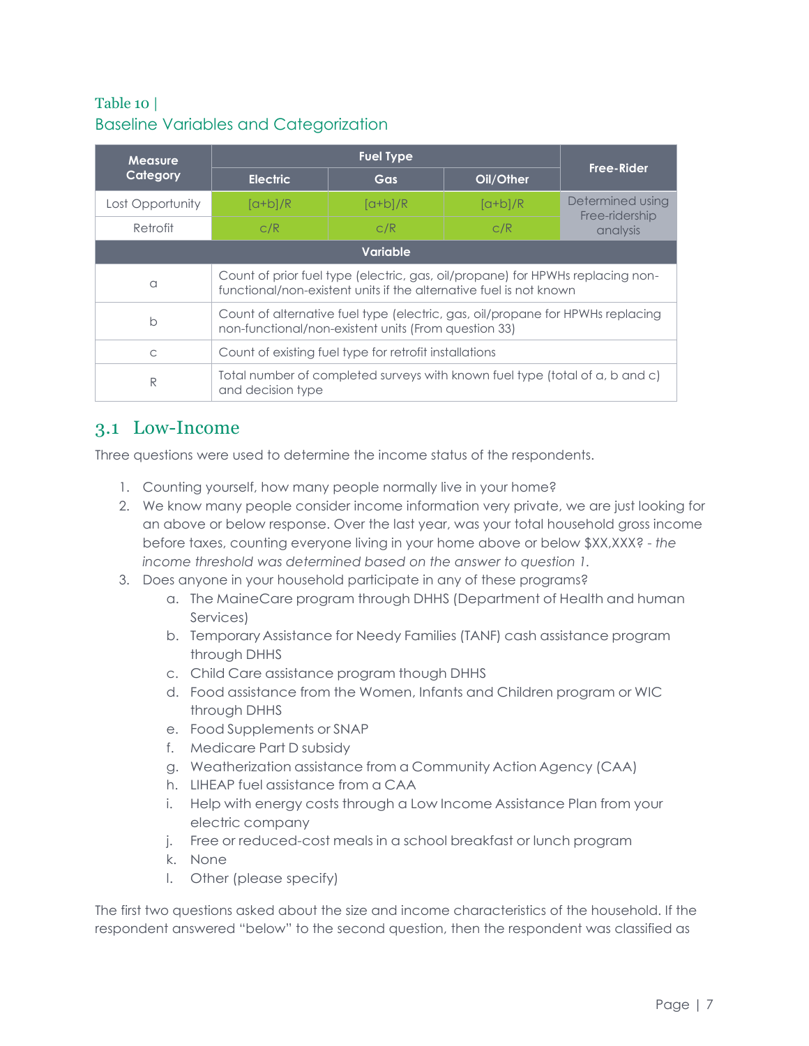Table 10 |
Baseline Variables and Categorization

| Measure Category | Fuel Type | | | Free-Rider |
|---|---|---|---|---|
| | Electric | Gas | Oil/Other | |
| Lost Opportunity | [a+b]/R | [a+b]/R | [a+b]/R | Determined using Free-ridership analysis |
| Retrofit | c/R | c/R | c/R | |
| **Variable** | | | | |
| a | Count of prior fuel type (electric, gas, oil/propane) for HPWHs replacing non-functional/non-existent units if the alternative fuel is not known | | | |
| b | Count of alternative fuel type (electric, gas, oil/propane for HPWHs replacing non-functional/non-existent units (From question 33) | | | |
| c | Count of existing fuel type for retrofit installations | | | |
| R | Total number of completed surveys with known fuel type (total of a, b and c) and decision type | | | |

## 3.1 Low-Income

Three questions were used to determine the income status of the respondents.

1. Counting yourself, how many people normally live in your home?
2. We know many people consider income information very private, we are just looking for an above or below response. Over the last year, was your total household gross income before taxes, counting everyone living in your home above or below $XX,XXX? - *the income threshold was determined based on the answer to question 1.*
3. Does anyone in your household participate in any of these programs?
    a. The MaineCare program through DHHS (Department of Health and human Services)
    b. Temporary Assistance for Needy Families (TANF) cash assistance program through DHHS
    c. Child Care assistance program though DHHS
    d. Food assistance from the Women, Infants and Children program or WIC through DHHS
    e. Food Supplements or SNAP
    f. Medicare Part D subsidy
    g. Weatherization assistance from a Community Action Agency (CAA)
    h. LIHEAP fuel assistance from a CAA
    i. Help with energy costs through a Low Income Assistance Plan from your electric company
    j. Free or reduced-cost meals in a school breakfast or lunch program
    k. None
    l. Other (please specify)

The first two questions asked about the size and income characteristics of the household. If the respondent answered "below" to the second question, then the respondent was classified as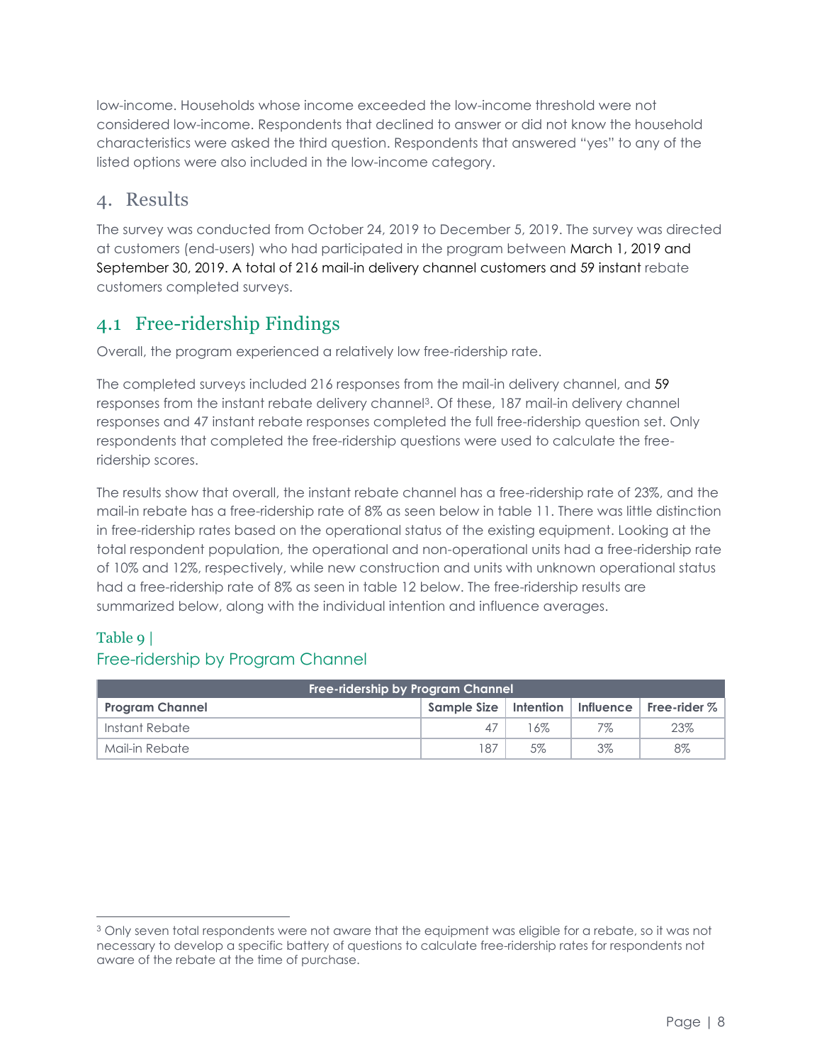low-income. Households whose income exceeded the low-income threshold were not considered low-income. Respondents that declined to answer or did not know the household characteristics were asked the third question. Respondents that answered "yes" to any of the listed options were also included in the low-income category.

# 4. Results

The survey was conducted from October 24, 2019 to December 5, 2019. The survey was directed at customers (end-users) who had participated in the program between March 1, 2019 and September 30, 2019. A total of 216 mail-in delivery channel customers and 59 instant rebate customers completed surveys.

## 4.1 Free-ridership Findings

Overall, the program experienced a relatively low free-ridership rate.

The completed surveys included 216 responses from the mail-in delivery channel, and 59 responses from the instant rebate delivery channel[3]. Of these, 187 mail-in delivery channel responses and 47 instant rebate responses completed the full free-ridership question set. Only respondents that completed the free-ridership questions were used to calculate the free-ridership scores.

The results show that overall, the instant rebate channel has a free-ridership rate of 23%, and the mail-in rebate has a free-ridership rate of 8% as seen below in table 11. There was little distinction in free-ridership rates based on the operational status of the existing equipment. Looking at the total respondent population, the operational and non-operational units had a free-ridership rate of 10% and 12%, respectively, while new construction and units with unknown operational status had a free-ridership rate of 8% as seen in table 12 below. The free-ridership results are summarized below, along with the individual intention and influence averages.

Table 9 |
Free-ridership by Program Channel

| Free-ridership by Program Channel | | | | |
|---|---|---|---|---|
| **Program Channel** | **Sample Size** | **Intention** | **Influence** | **Free-rider %** |
| Instant Rebate | 47 | 16% | 7% | 23% |
| Mail-in Rebate | 187 | 5% | 3% | 8% |

[3] Only seven total respondents were not aware that the equipment was eligible for a rebate, so it was not necessary to develop a specific battery of questions to calculate free-ridership rates for respondents not aware of the rebate at the time of purchase.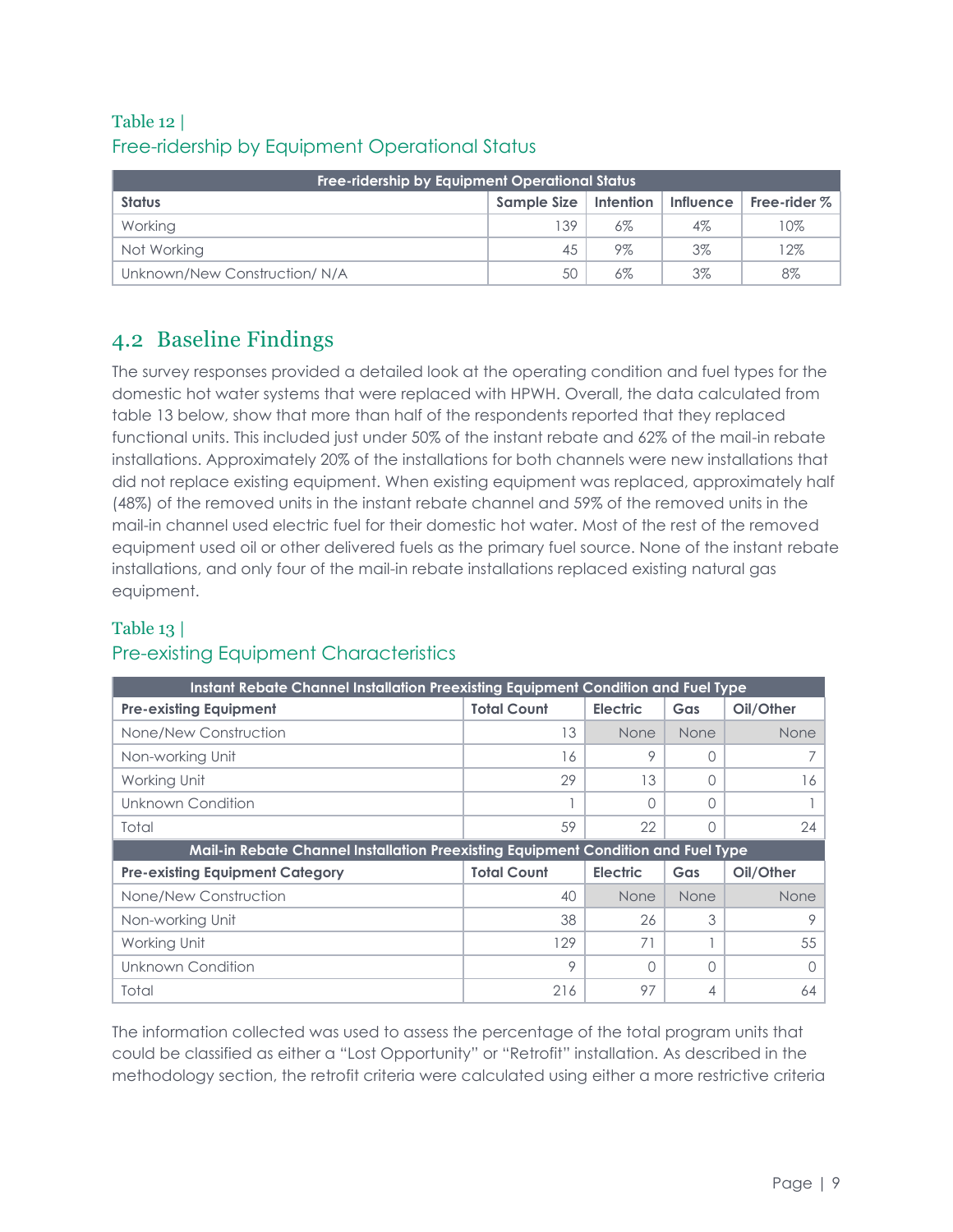Table 12 |
Free-ridership by Equipment Operational Status

| Free-ridership by Equipment Operational Status | | | | |
|---|---|---|---|---|
| **Status** | **Sample Size** | **Intention** | **Influence** | **Free-rider %** |
| Working | 139 | 6% | 4% | 10% |
| Not Working | 45 | 9% | 3% | 12% |
| Unknown/New Construction/ N/A | 50 | 6% | 3% | 8% |

## 4.2 Baseline Findings

The survey responses provided a detailed look at the operating condition and fuel types for the domestic hot water systems that were replaced with HPWH. Overall, the data calculated from table 13 below, show that more than half of the respondents reported that they replaced functional units. This included just under 50% of the instant rebate and 62% of the mail-in rebate installations. Approximately 20% of the installations for both channels were new installations that did not replace existing equipment. When existing equipment was replaced, approximately half (48%) of the removed units in the instant rebate channel and 59% of the removed units in the mail-in channel used electric fuel for their domestic hot water. Most of the rest of the removed equipment used oil or other delivered fuels as the primary fuel source. None of the instant rebate installations, and only four of the mail-in rebate installations replaced existing natural gas equipment.

Table 13 |
Pre-existing Equipment Characteristics

| Instant Rebate Channel Installation Preexisting Equipment Condition and Fuel Type | | | | |
|---|---|---|---|---|
| **Pre-existing Equipment** | **Total Count** | **Electric** | **Gas** | **Oil/Other** |
| None/New Construction | 13 | None | None | None |
| Non-working Unit | 16 | 9 | 0 | 7 |
| Working Unit | 29 | 13 | 0 | 16 |
| Unknown Condition | 1 | 0 | 0 | 1 |
| Total | 59 | 22 | 0 | 24 |
| **Mail-in Rebate Channel Installation Preexisting Equipment Condition and Fuel Type** | | | | |
| **Pre-existing Equipment Category** | **Total Count** | **Electric** | **Gas** | **Oil/Other** |
| None/New Construction | 40 | None | None | None |
| Non-working Unit | 38 | 26 | 3 | 9 |
| Working Unit | 129 | 71 | 1 | 55 |
| Unknown Condition | 9 | 0 | 0 | 0 |
| Total | 216 | 97 | 4 | 64 |

The information collected was used to assess the percentage of the total program units that could be classified as either a "Lost Opportunity" or "Retrofit" installation. As described in the methodology section, the retrofit criteria were calculated using either a more restrictive criteria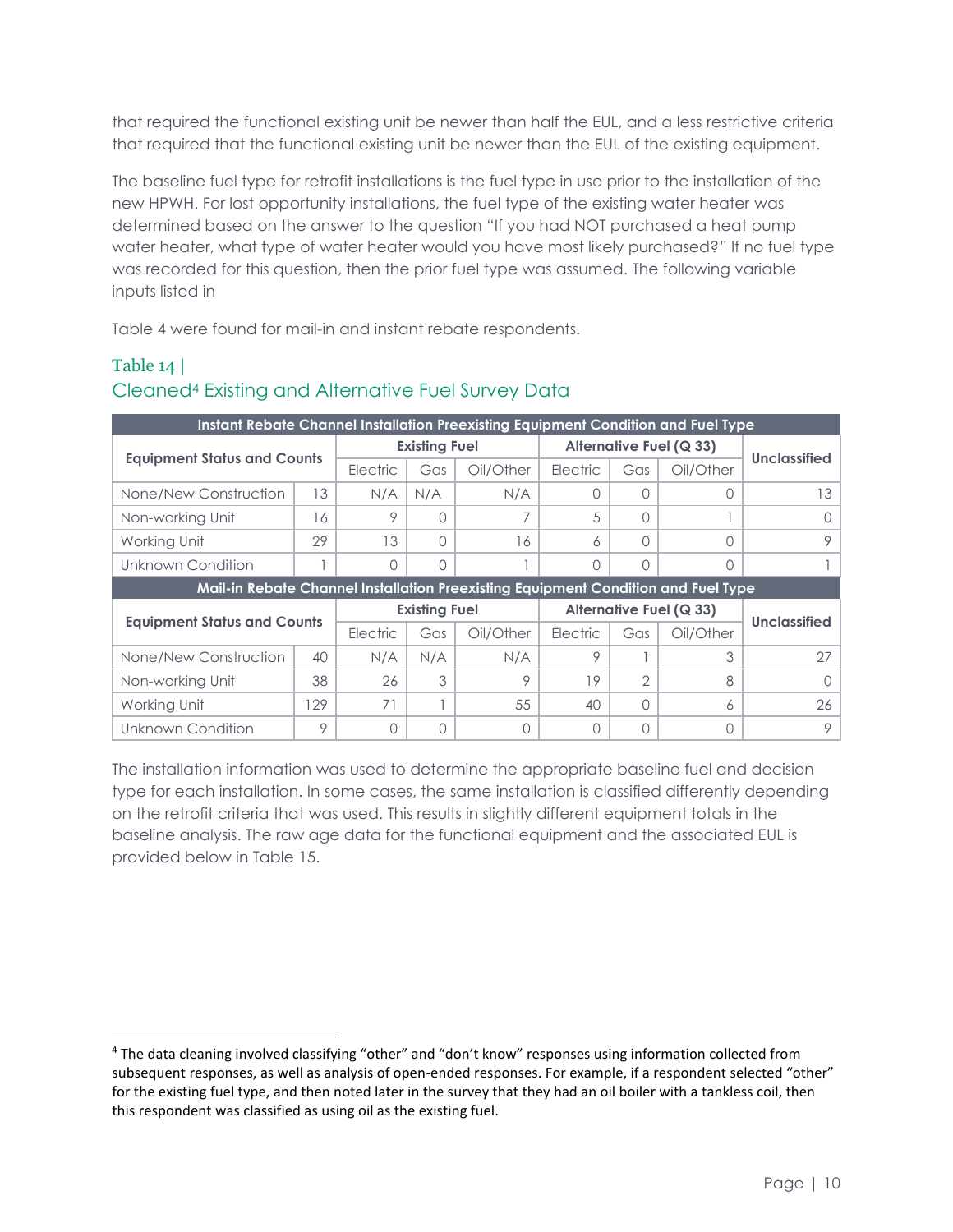that required the functional existing unit be newer than half the EUL, and a less restrictive criteria that required that the functional existing unit be newer than the EUL of the existing equipment.

The baseline fuel type for retrofit installations is the fuel type in use prior to the installation of the new HPWH. For lost opportunity installations, the fuel type of the existing water heater was determined based on the answer to the question "If you had NOT purchased a heat pump water heater, what type of water heater would you have most likely purchased?" If no fuel type was recorded for this question, then the prior fuel type was assumed. The following variable inputs listed in

Table 4 were found for mail-in and instant rebate respondents.

### Table 14 | Cleaned[4] Existing and Alternative Fuel Survey Data

| Instant Rebate Channel Installation Preexisting Equipment Condition and Fuel Type | | | | | | | | |
|---|---|---|---|---|---|---|---|---|
| **Equipment Status and Counts** | | **Existing Fuel** | | | **Alternative Fuel (Q 33)** | | | **Unclassified** |
| | | Electric | Gas | Oil/Other | Electric | Gas | Oil/Other | |
| None/New Construction | 13 | N/A | N/A | N/A | 0 | 0 | 0 | 13 |
| Non-working Unit | 16 | 9 | 0 | 7 | 5 | 0 | 1 | 0 |
| Working Unit | 29 | 13 | 0 | 16 | 6 | 0 | 0 | 9 |
| Unknown Condition | 1 | 0 | 0 | 1 | 0 | 0 | 0 | 1 |

| Mail-in Rebate Channel Installation Preexisting Equipment Condition and Fuel Type | | | | | | | | |
|---|---|---|---|---|---|---|---|---|
| **Equipment Status and Counts** | | **Existing Fuel** | | | **Alternative Fuel (Q 33)** | | | **Unclassified** |
| | | Electric | Gas | Oil/Other | Electric | Gas | Oil/Other | |
| None/New Construction | 40 | N/A | N/A | N/A | 9 | 1 | 3 | 27 |
| Non-working Unit | 38 | 26 | 3 | 9 | 19 | 2 | 8 | 0 |
| Working Unit | 129 | 71 | 1 | 55 | 40 | 0 | 6 | 26 |
| Unknown Condition | 9 | 0 | 0 | 0 | 0 | 0 | 0 | 9 |

The installation information was used to determine the appropriate baseline fuel and decision type for each installation. In some cases, the same installation is classified differently depending on the retrofit criteria that was used. This results in slightly different equipment totals in the baseline analysis. The raw age data for the functional equipment and the associated EUL is provided below in Table 15.

[4] The data cleaning involved classifying "other" and "don't know" responses using information collected from subsequent responses, as well as analysis of open-ended responses. For example, if a respondent selected "other" for the existing fuel type, and then noted later in the survey that they had an oil boiler with a tankless coil, then this respondent was classified as using oil as the existing fuel.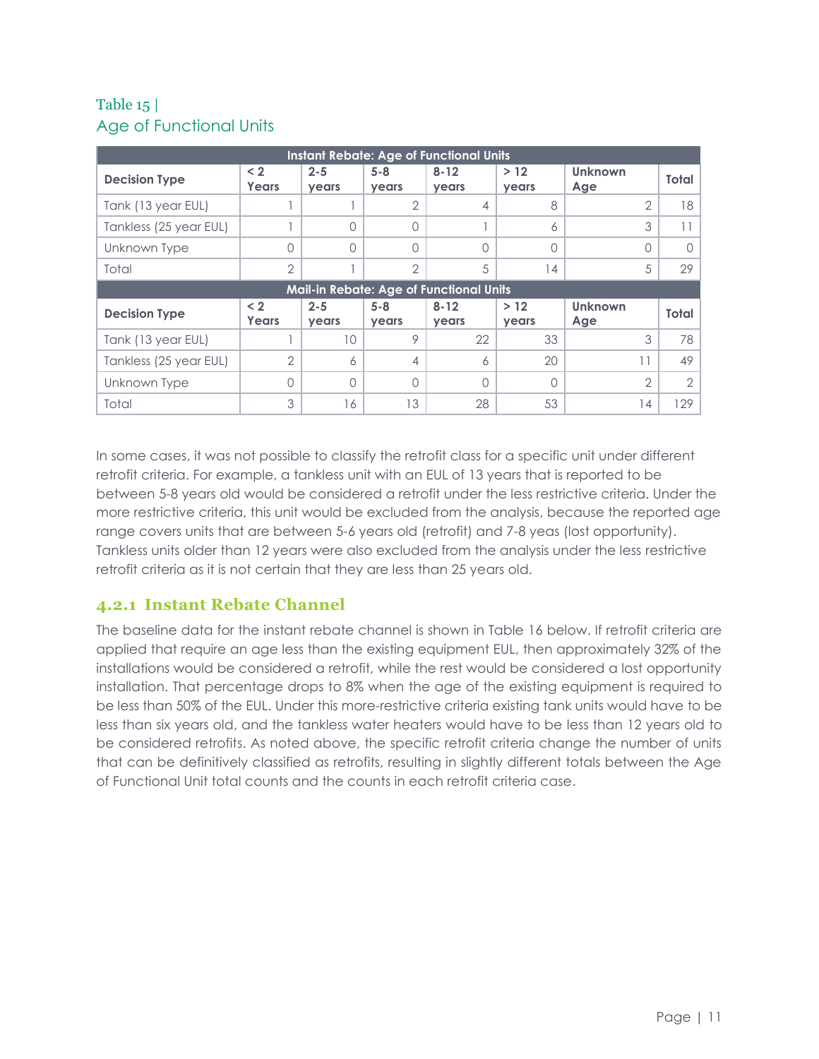Table 15 |
Age of Functional Units

| Instant Rebate: Age of Functional Units | | | | | | | |
|---|---|---|---|---|---|---|---|
| **Decision Type** | **< 2 Years** | **2-5 years** | **5-8 years** | **8-12 years** | **> 12 years** | **Unknown Age** | **Total** |
| Tank (13 year EUL) | 1 | 1 | 2 | 4 | 8 | 2 | 18 |
| Tankless (25 year EUL) | 1 | 0 | 0 | 1 | 6 | 3 | 11 |
| Unknown Type | 0 | 0 | 0 | 0 | 0 | 0 | 0 |
| Total | 2 | 1 | 2 | 5 | 14 | 5 | 29 |
| **Mail-in Rebate: Age of Functional Units** | | | | | | | |
| **Decision Type** | **< 2 Years** | **2-5 years** | **5-8 years** | **8-12 years** | **> 12 years** | **Unknown Age** | **Total** |
| Tank (13 year EUL) | 1 | 10 | 9 | 22 | 33 | 3 | 78 |
| Tankless (25 year EUL) | 2 | 6 | 4 | 6 | 20 | 11 | 49 |
| Unknown Type | 0 | 0 | 0 | 0 | 0 | 2 | 2 |
| Total | 3 | 16 | 13 | 28 | 53 | 14 | 129 |

In some cases, it was not possible to classify the retrofit class for a specific unit under different retrofit criteria. For example, a tankless unit with an EUL of 13 years that is reported to be between 5-8 years old would be considered a retrofit under the less restrictive criteria. Under the more restrictive criteria, this unit would be excluded from the analysis, because the reported age range covers units that are between 5-6 years old (retrofit) and 7-8 yeas (lost opportunity). Tankless units older than 12 years were also excluded from the analysis under the less restrictive retrofit criteria as it is not certain that they are less than 25 years old.

### 4.2.1 Instant Rebate Channel

The baseline data for the instant rebate channel is shown in Table 16 below. If retrofit criteria are applied that require an age less than the existing equipment EUL, then approximately 32% of the installations would be considered a retrofit, while the rest would be considered a lost opportunity installation. That percentage drops to 8% when the age of the existing equipment is required to be less than 50% of the EUL. Under this more-restrictive criteria existing tank units would have to be less than six years old, and the tankless water heaters would have to be less than 12 years old to be considered retrofits. As noted above, the specific retrofit criteria change the number of units that can be definitively classified as retrofits, resulting in slightly different totals between the Age of Functional Unit total counts and the counts in each retrofit criteria case.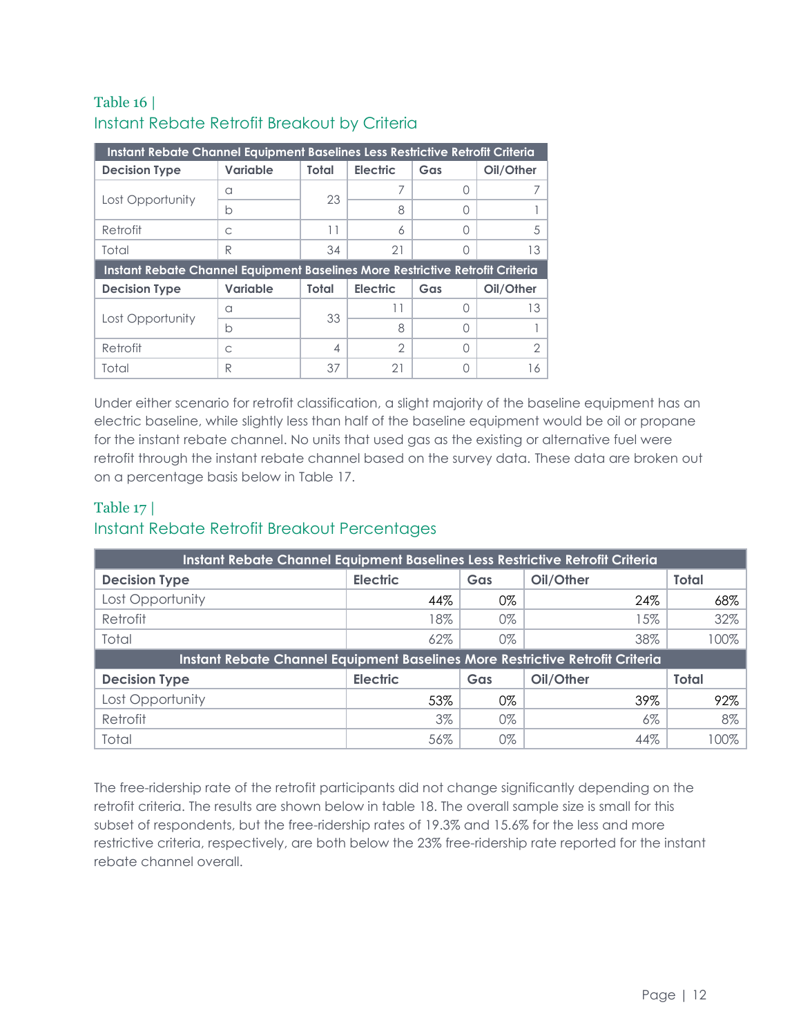### Table 16 | Instant Rebate Retrofit Breakout by Criteria

| Instant Rebate Channel Equipment Baselines Less Restrictive Retrofit Criteria | | | | | |
|---|---|---|---|---|---|
| **Decision Type** | **Variable** | **Total** | **Electric** | **Gas** | **Oil/Other** |
| Lost Opportunity | a | 23 | 7 | 0 | 7 |
| | b | | 8 | 0 | 1 |
| Retrofit | c | 11 | 6 | 0 | 5 |
| Total | R | 34 | 21 | 0 | 13 |
| **Instant Rebate Channel Equipment Baselines More Restrictive Retrofit Criteria** | | | | | |
| **Decision Type** | **Variable** | **Total** | **Electric** | **Gas** | **Oil/Other** |
| Lost Opportunity | a | 33 | 11 | 0 | 13 |
| | b | | 8 | 0 | 1 |
| Retrofit | c | 4 | 2 | 0 | 2 |
| Total | R | 37 | 21 | 0 | 16 |

Under either scenario for retrofit classification, a slight majority of the baseline equipment has an electric baseline, while slightly less than half of the baseline equipment would be oil or propane for the instant rebate channel. No units that used gas as the existing or alternative fuel were retrofit through the instant rebate channel based on the survey data. These data are broken out on a percentage basis below in Table 17.

### Table 17 | Instant Rebate Retrofit Breakout Percentages

| Instant Rebate Channel Equipment Baselines Less Restrictive Retrofit Criteria | | | | |
|---|---|---|---|---|
| **Decision Type** | **Electric** | **Gas** | **Oil/Other** | **Total** |
| Lost Opportunity | 44% | 0% | 24% | 68% |
| Retrofit | 18% | 0% | 15% | 32% |
| Total | 62% | 0% | 38% | 100% |
| **Instant Rebate Channel Equipment Baselines More Restrictive Retrofit Criteria** | | | | |
| **Decision Type** | **Electric** | **Gas** | **Oil/Other** | **Total** |
| Lost Opportunity | 53% | 0% | 39% | 92% |
| Retrofit | 3% | 0% | 6% | 8% |
| Total | 56% | 0% | 44% | 100% |

The free-ridership rate of the retrofit participants did not change significantly depending on the retrofit criteria. The results are shown below in table 18. The overall sample size is small for this subset of respondents, but the free-ridership rates of 19.3% and 15.6% for the less and more restrictive criteria, respectively, are both below the 23% free-ridership rate reported for the instant rebate channel overall.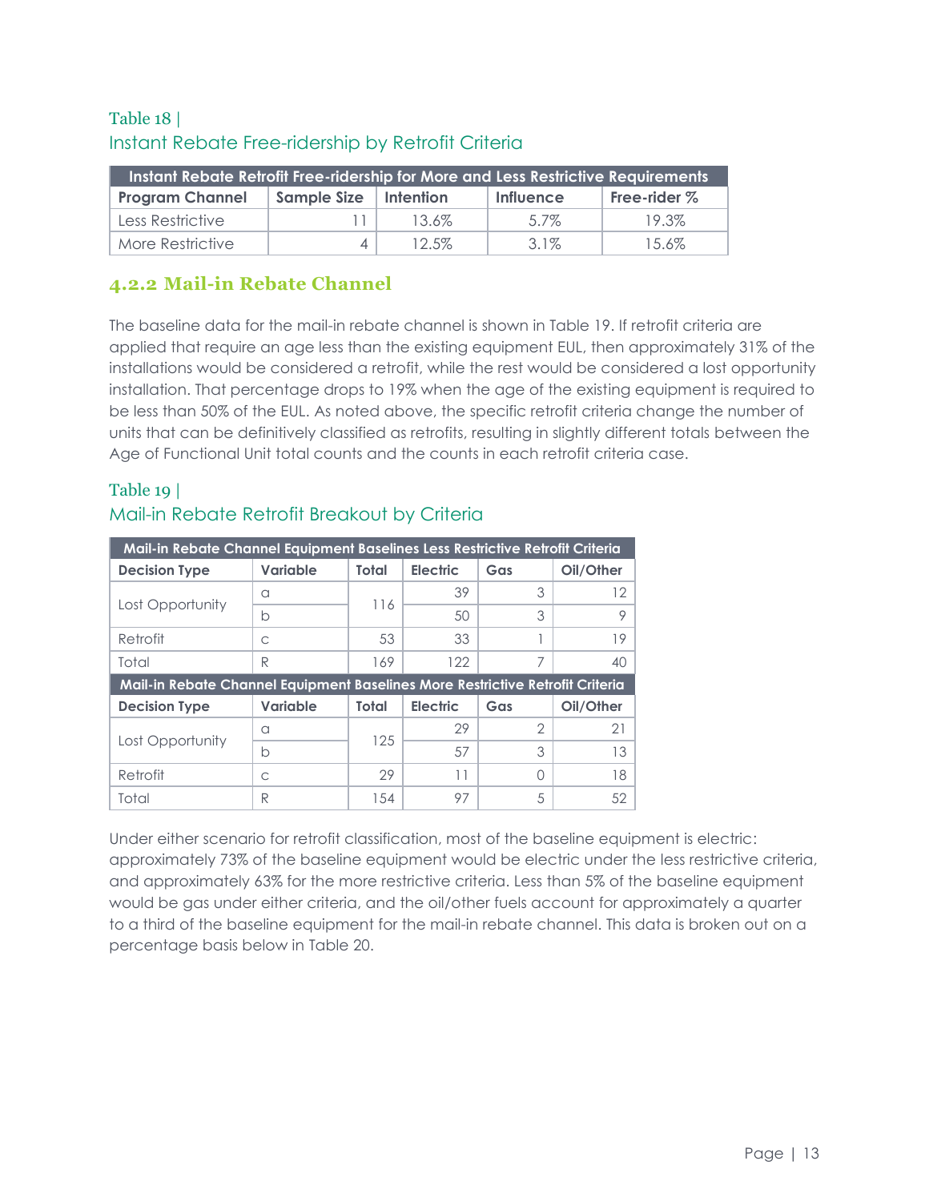Table 18 |
Instant Rebate Free-ridership by Retrofit Criteria

| Instant Rebate Retrofit Free-ridership for More and Less Restrictive Requirements | | | | |
|---|---|---|---|---|
| **Program Channel** | **Sample Size** | **Intention** | **Influence** | **Free-rider %** |
| Less Restrictive | 11 | 13.6% | 5.7% | 19.3% |
| More Restrictive | 4 | 12.5% | 3.1% | 15.6% |

### 4.2.2 Mail-in Rebate Channel

The baseline data for the mail-in rebate channel is shown in Table 19. If retrofit criteria are applied that require an age less than the existing equipment EUL, then approximately 31% of the installations would be considered a retrofit, while the rest would be considered a lost opportunity installation. That percentage drops to 19% when the age of the existing equipment is required to be less than 50% of the EUL. As noted above, the specific retrofit criteria change the number of units that can be definitively classified as retrofits, resulting in slightly different totals between the Age of Functional Unit total counts and the counts in each retrofit criteria case.

Table 19 |
Mail-in Rebate Retrofit Breakout by Criteria

| Mail-in Rebate Channel Equipment Baselines Less Restrictive Retrofit Criteria | | | | | |
|---|---|---|---|---|---|
| **Decision Type** | **Variable** | **Total** | **Electric** | **Gas** | **Oil/Other** |
| Lost Opportunity | a | 116 | 39 | 3 | 12 |
| | b | | 50 | 3 | 9 |
| Retrofit | c | 53 | 33 | 1 | 19 |
| Total | R | 169 | 122 | 7 | 40 |
| **Mail-in Rebate Channel Equipment Baselines More Restrictive Retrofit Criteria** | | | | | |
| **Decision Type** | **Variable** | **Total** | **Electric** | **Gas** | **Oil/Other** |
| Lost Opportunity | a | 125 | 29 | 2 | 21 |
| | b | | 57 | 3 | 13 |
| Retrofit | c | 29 | 11 | 0 | 18 |
| Total | R | 154 | 97 | 5 | 52 |

Under either scenario for retrofit classification, most of the baseline equipment is electric: approximately 73% of the baseline equipment would be electric under the less restrictive criteria, and approximately 63% for the more restrictive criteria. Less than 5% of the baseline equipment would be gas under either criteria, and the oil/other fuels account for approximately a quarter to a third of the baseline equipment for the mail-in rebate channel. This data is broken out on a percentage basis below in Table 20.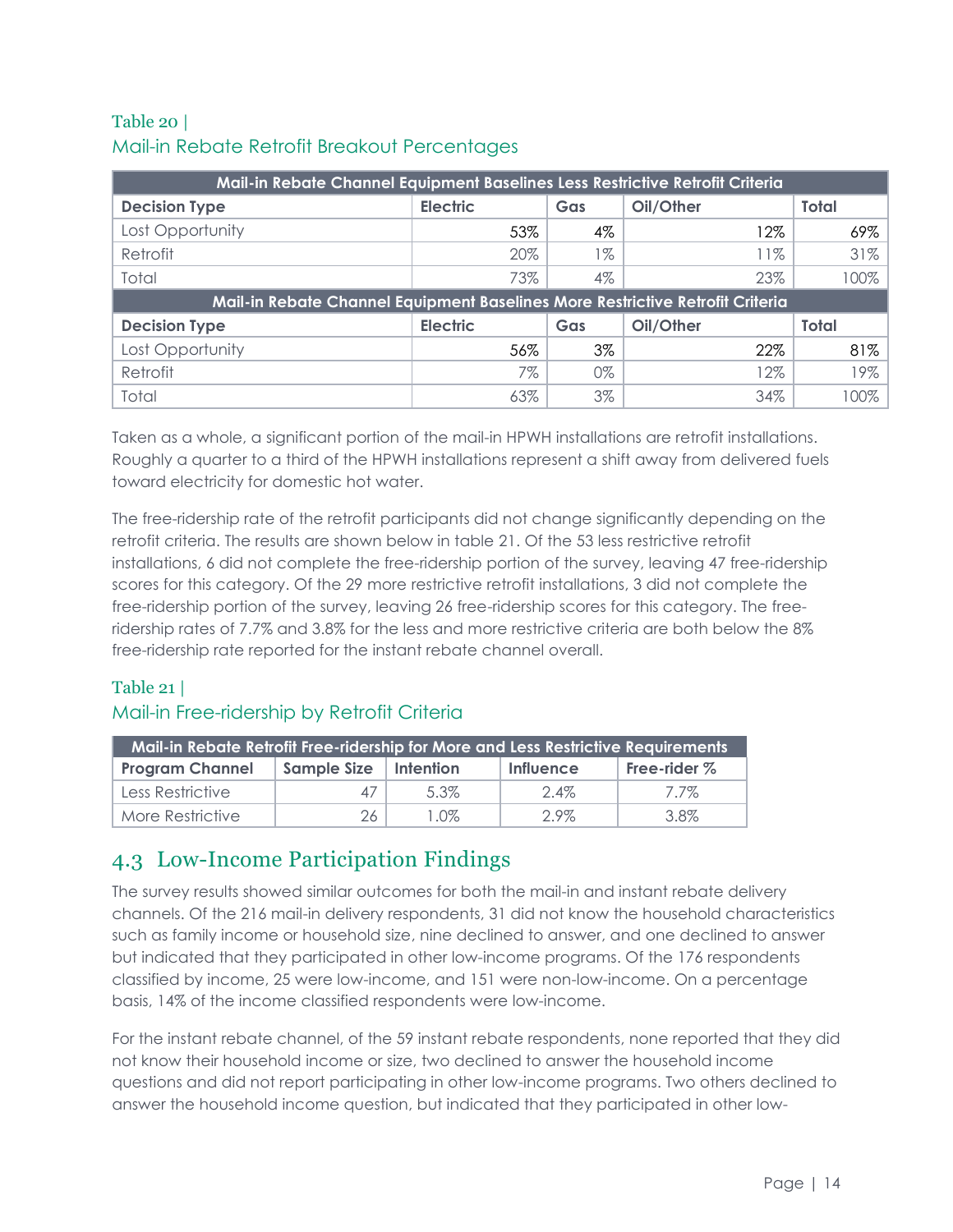Table 20 |
Mail-in Rebate Retrofit Breakout Percentages

| Mail-in Rebate Channel Equipment Baselines Less Restrictive Retrofit Criteria | | | | |
|---|---|---|---|---|
| **Decision Type** | **Electric** | **Gas** | **Oil/Other** | **Total** |
| Lost Opportunity | 53% | 4% | 12% | 69% |
| Retrofit | 20% | 1% | 11% | 31% |
| Total | 73% | 4% | 23% | 100% |
| **Mail-in Rebate Channel Equipment Baselines More Restrictive Retrofit Criteria** | | | | |
| **Decision Type** | **Electric** | **Gas** | **Oil/Other** | **Total** |
| Lost Opportunity | 56% | 3% | 22% | 81% |
| Retrofit | 7% | 0% | 12% | 19% |
| Total | 63% | 3% | 34% | 100% |

Taken as a whole, a significant portion of the mail-in HPWH installations are retrofit installations. Roughly a quarter to a third of the HPWH installations represent a shift away from delivered fuels toward electricity for domestic hot water.

The free-ridership rate of the retrofit participants did not change significantly depending on the retrofit criteria. The results are shown below in table 21. Of the 53 less restrictive retrofit installations, 6 did not complete the free-ridership portion of the survey, leaving 47 free-ridership scores for this category. Of the 29 more restrictive retrofit installations, 3 did not complete the free-ridership portion of the survey, leaving 26 free-ridership scores for this category. The free-ridership rates of 7.7% and 3.8% for the less and more restrictive criteria are both below the 8% free-ridership rate reported for the instant rebate channel overall.

Table 21 |
Mail-in Free-ridership by Retrofit Criteria

| Mail-in Rebate Retrofit Free-ridership for More and Less Restrictive Requirements | | | | |
|---|---|---|---|---|
| **Program Channel** | **Sample Size** | **Intention** | **Influence** | **Free-rider %** |
| Less Restrictive | 47 | 5.3% | 2.4% | 7.7% |
| More Restrictive | 26 | 1.0% | 2.9% | 3.8% |

## 4.3 Low-Income Participation Findings

The survey results showed similar outcomes for both the mail-in and instant rebate delivery channels. Of the 216 mail-in delivery respondents, 31 did not know the household characteristics such as family income or household size, nine declined to answer, and one declined to answer but indicated that they participated in other low-income programs. Of the 176 respondents classified by income, 25 were low-income, and 151 were non-low-income. On a percentage basis, 14% of the income classified respondents were low-income.

For the instant rebate channel, of the 59 instant rebate respondents, none reported that they did not know their household income or size, two declined to answer the household income questions and did not report participating in other low-income programs. Two others declined to answer the household income question, but indicated that they participated in other low-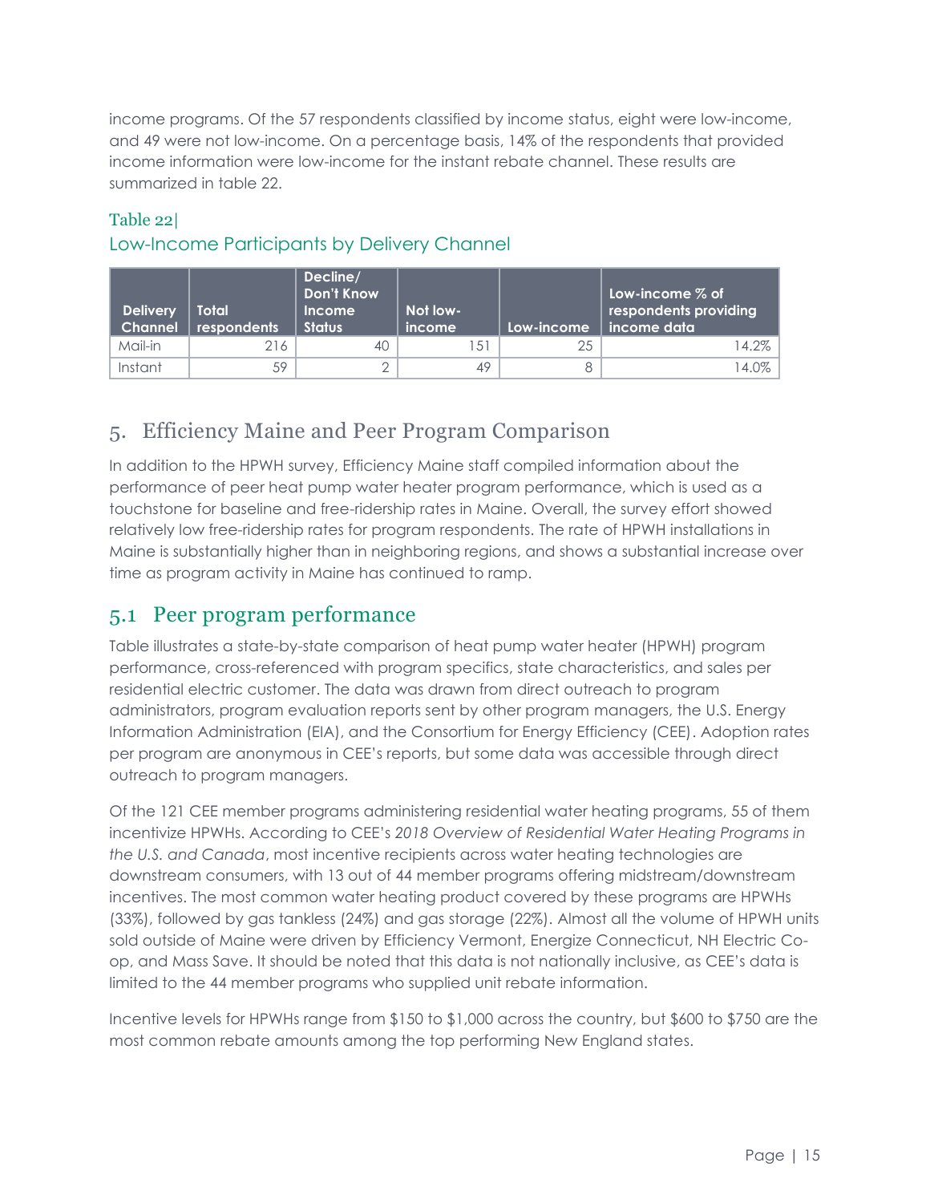income programs. Of the 57 respondents classified by income status, eight were low-income, and 49 were not low-income. On a percentage basis, 14% of the respondents that provided income information were low-income for the instant rebate channel. These results are summarized in table 22.

Table 22|
Low-Income Participants by Delivery Channel

| Delivery Channel | Total respondents | Decline/ Don't Know Income Status | Not low-income | Low-income | Low-income % of respondents providing income data |
|---|---|---|---|---|---|
| Mail-in | 216 | 40 | 151 | 25 | 14.2% |
| Instant | 59 | 2 | 49 | 8 | 14.0% |

## 5. Efficiency Maine and Peer Program Comparison

In addition to the HPWH survey, Efficiency Maine staff compiled information about the performance of peer heat pump water heater program performance, which is used as a touchstone for baseline and free-ridership rates in Maine. Overall, the survey effort showed relatively low free-ridership rates for program respondents. The rate of HPWH installations in Maine is substantially higher than in neighboring regions, and shows a substantial increase over time as program activity in Maine has continued to ramp.

### 5.1 Peer program performance

Table illustrates a state-by-state comparison of heat pump water heater (HPWH) program performance, cross-referenced with program specifics, state characteristics, and sales per residential electric customer. The data was drawn from direct outreach to program administrators, program evaluation reports sent by other program managers, the U.S. Energy Information Administration (EIA), and the Consortium for Energy Efficiency (CEE). Adoption rates per program are anonymous in CEE's reports, but some data was accessible through direct outreach to program managers.

Of the 121 CEE member programs administering residential water heating programs, 55 of them incentivize HPWHs. According to CEE's *2018 Overview of Residential Water Heating Programs in the U.S. and Canada*, most incentive recipients across water heating technologies are downstream consumers, with 13 out of 44 member programs offering midstream/downstream incentives. The most common water heating product covered by these programs are HPWHs (33%), followed by gas tankless (24%) and gas storage (22%). Almost all the volume of HPWH units sold outside of Maine were driven by Efficiency Vermont, Energize Connecticut, NH Electric Co-op, and Mass Save. It should be noted that this data is not nationally inclusive, as CEE's data is limited to the 44 member programs who supplied unit rebate information.

Incentive levels for HPWHs range from $150 to $1,000 across the country, but $600 to $750 are the most common rebate amounts among the top performing New England states.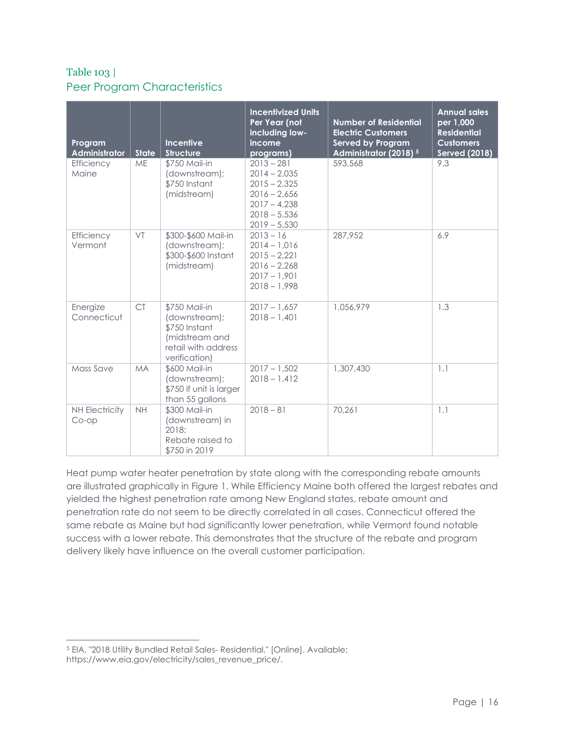### Table 103 | Peer Program Characteristics

| Program Administrator | State | Incentive Structure | Incentivized Units Per Year (not including low-income programs) | Number of Residential Electric Customers Served by Program Administrator (2018) [5] | Annual sales per 1,000 Residential Customers Served (2018) |
|---|---|---|---|---|---|
| Efficiency Maine | ME | $750 Mail-in (downstream); $750 Instant (midstream) | 2013 – 281<br>2014 – 2,035<br>2015 – 2,325<br>2016 – 2,656<br>2017 – 4,238<br>2018 – 5,536<br>2019 – 5,530 | 593,568 | 9.3 |
| Efficiency Vermont | VT | $300-$600 Mail-in (downstream); $300-$600 Instant (midstream) | 2013 – 16<br>2014 – 1,016<br>2015 – 2,221<br>2016 – 2,268<br>2017 – 1,901<br>2018 – 1,998 | 287,952 | 6.9 |
| Energize Connecticut | CT | $750 Mail-in (downstream); $750 Instant (midstream and retail with address verification) | 2017 – 1,657<br>2018 – 1,401 | 1,056,979 | 1.3 |
| Mass Save | MA | $600 Mail-in (downstream); $750 if unit is larger than 55 gallons | 2017 – 1,502<br>2018 – 1,412 | 1,307,430 | 1.1 |
| NH Electricity Co-op | NH | $300 Mail-in (downstream) in 2018; Rebate raised to $750 in 2019 | 2018 – 81 | 70,261 | 1.1 |

Heat pump water heater penetration by state along with the corresponding rebate amounts are illustrated graphically in Figure 1. While Efficiency Maine both offered the largest rebates and yielded the highest penetration rate among New England states, rebate amount and penetration rate do not seem to be directly correlated in all cases. Connecticut offered the same rebate as Maine but had significantly lower penetration, while Vermont found notable success with a lower rebate. This demonstrates that the structure of the rebate and program delivery likely have influence on the overall customer participation.

[5] EIA, "2018 Utility Bundled Retail Sales- Residential," [Online]. Available: https://www.eia.gov/electricity/sales_revenue_price/.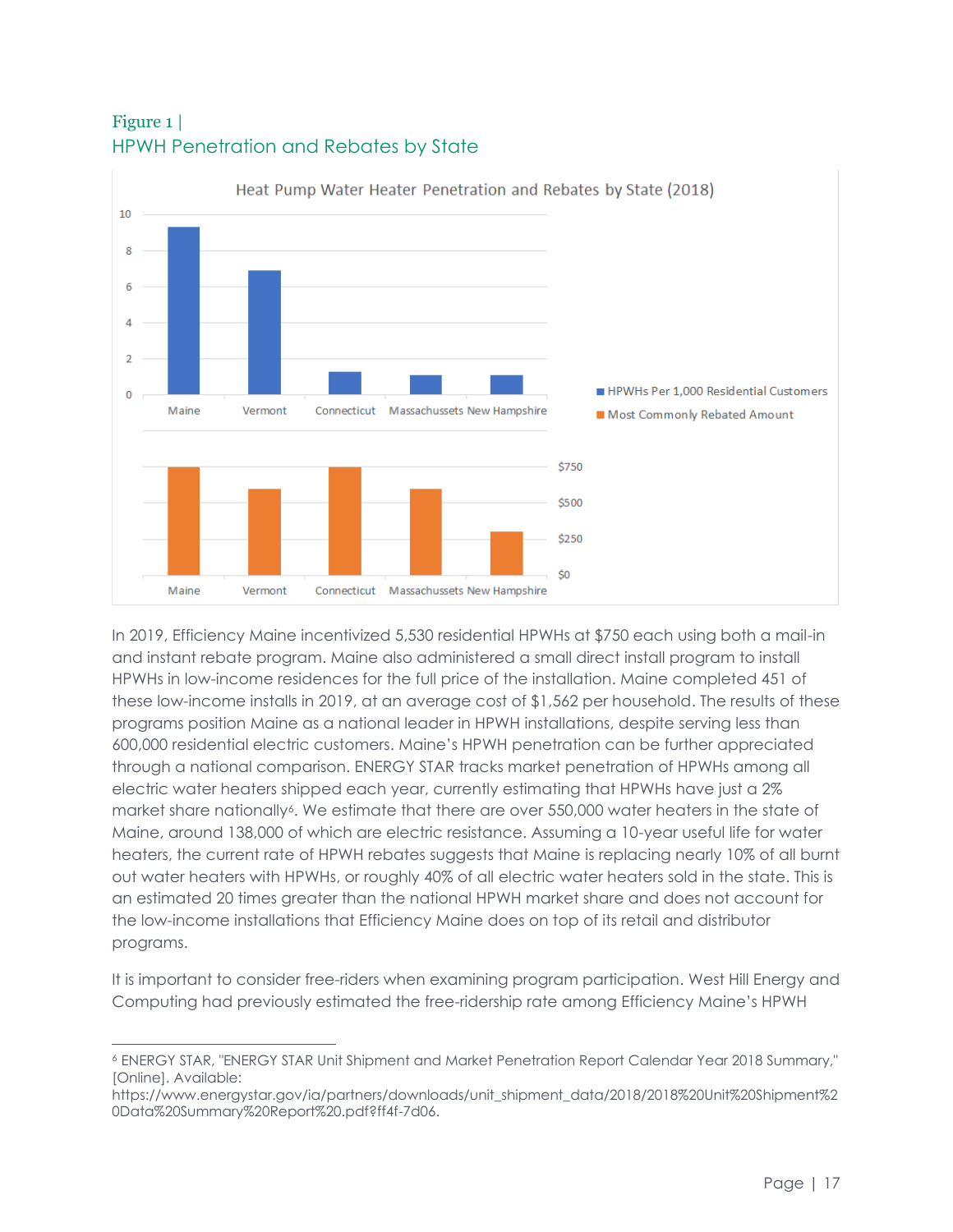Figure 1 |
HPWH Penetration and Rebates by State

Heat Pump Water Heater Penetration and Rebates by State (2018)

In 2019, Efficiency Maine incentivized 5,530 residential HPWHs at $750 each using both a mail-in and instant rebate program. Maine also administered a small direct install program to install HPWHs in low-income residences for the full price of the installation. Maine completed 451 of these low-income installs in 2019, at an average cost of $1,562 per household. The results of these programs position Maine as a national leader in HPWH installations, despite serving less than 600,000 residential electric customers. Maine's HPWH penetration can be further appreciated through a national comparison. ENERGY STAR tracks market penetration of HPWHs among all electric water heaters shipped each year, currently estimating that HPWHs have just a 2% market share nationally[6]. We estimate that there are over 550,000 water heaters in the state of Maine, around 138,000 of which are electric resistance. Assuming a 10-year useful life for water heaters, the current rate of HPWH rebates suggests that Maine is replacing nearly 10% of all burnt out water heaters with HPWHs, or roughly 40% of all electric water heaters sold in the state. This is an estimated 20 times greater than the national HPWH market share and does not account for the low-income installations that Efficiency Maine does on top of its retail and distributor programs.

It is important to consider free-riders when examining program participation. West Hill Energy and Computing had previously estimated the free-ridership rate among Efficiency Maine's HPWH

[6] ENERGY STAR, "ENERGY STAR Unit Shipment and Market Penetration Report Calendar Year 2018 Summary," [Online]. Available: https://www.energystar.gov/ia/partners/downloads/unit_shipment_data/2018/2018%20Unit%20Shipment%20Data%20Summary%20Report%20.pdf?ff4f-7d06.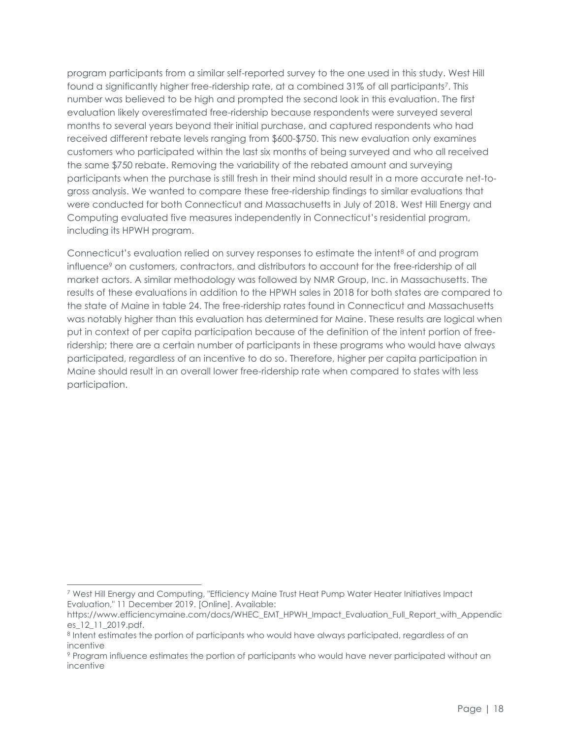program participants from a similar self-reported survey to the one used in this study. West Hill found a significantly higher free-ridership rate, at a combined 31% of all participants[7]. This number was believed to be high and prompted the second look in this evaluation. The first evaluation likely overestimated free-ridership because respondents were surveyed several months to several years beyond their initial purchase, and captured respondents who had received different rebate levels ranging from $600-$750. This new evaluation only examines customers who participated within the last six months of being surveyed and who all received the same $750 rebate. Removing the variability of the rebated amount and surveying participants when the purchase is still fresh in their mind should result in a more accurate net-to-gross analysis. We wanted to compare these free-ridership findings to similar evaluations that were conducted for both Connecticut and Massachusetts in July of 2018. West Hill Energy and Computing evaluated five measures independently in Connecticut's residential program, including its HPWH program.

Connecticut's evaluation relied on survey responses to estimate the intent[8] of and program influence[9] on customers, contractors, and distributors to account for the free-ridership of all market actors. A similar methodology was followed by NMR Group, Inc. in Massachusetts. The results of these evaluations in addition to the HPWH sales in 2018 for both states are compared to the state of Maine in table 24. The free-ridership rates found in Connecticut and Massachusetts was notably higher than this evaluation has determined for Maine. These results are logical when put in context of per capita participation because of the definition of the intent portion of free-ridership; there are a certain number of participants in these programs who would have always participated, regardless of an incentive to do so. Therefore, higher per capita participation in Maine should result in an overall lower free-ridership rate when compared to states with less participation.

[7] West Hill Energy and Computing, "Efficiency Maine Trust Heat Pump Water Heater Initiatives Impact Evaluation," 11 December 2019. [Online]. Available: https://www.efficiencymaine.com/docs/WHEC_EMT_HPWH_Impact_Evaluation_Full_Report_with_Appendices_12_11_2019.pdf.

[8] Intent estimates the portion of participants who would have always participated, regardless of an incentive

[9] Program influence estimates the portion of participants who would have never participated without an incentive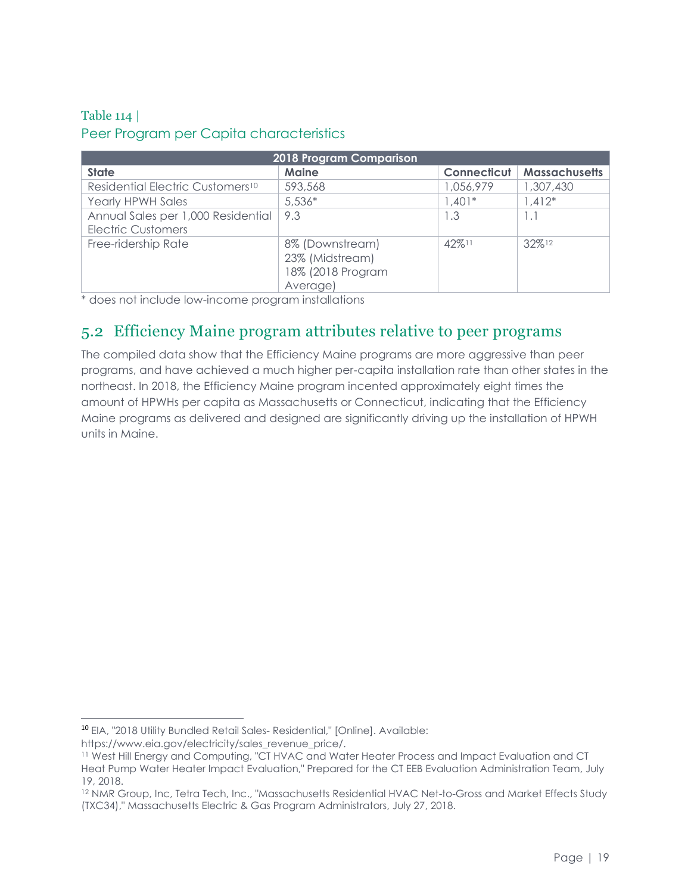Table 114 |
Peer Program per Capita characteristics

| 2018 Program Comparison | | | |
|---|---|---|---|
| State | Maine | Connecticut | Massachusetts |
| Residential Electric Customers[10] | 593,568 | 1,056,979 | 1,307,430 |
| Yearly HPWH Sales | 5,536* | 1,401* | 1,412* |
| Annual Sales per 1,000 Residential Electric Customers | 9.3 | 1.3 | 1.1 |
| Free-ridership Rate | 8% (Downstream)<br>23% (Midstream)<br>18% (2018 Program Average) | 42%[11] | 32%[12] |

* does not include low-income program installations

## 5.2 Efficiency Maine program attributes relative to peer programs

The compiled data show that the Efficiency Maine programs are more aggressive than peer programs, and have achieved a much higher per-capita installation rate than other states in the northeast. In 2018, the Efficiency Maine program incented approximately eight times the amount of HPWHs per capita as Massachusetts or Connecticut, indicating that the Efficiency Maine programs as delivered and designed are significantly driving up the installation of HPWH units in Maine.

---

[10] EIA, "2018 Utility Bundled Retail Sales- Residential," [Online]. Available: https://www.eia.gov/electricity/sales_revenue_price/.

[11] West Hill Energy and Computing, "CT HVAC and Water Heater Process and Impact Evaluation and CT Heat Pump Water Heater Impact Evaluation," Prepared for the CT EEB Evaluation Administration Team, July 19, 2018.

[12] NMR Group, Inc, Tetra Tech, Inc., "Massachusetts Residential HVAC Net-to-Gross and Market Effects Study (TXC34)," Massachusetts Electric & Gas Program Administrators, July 27, 2018.